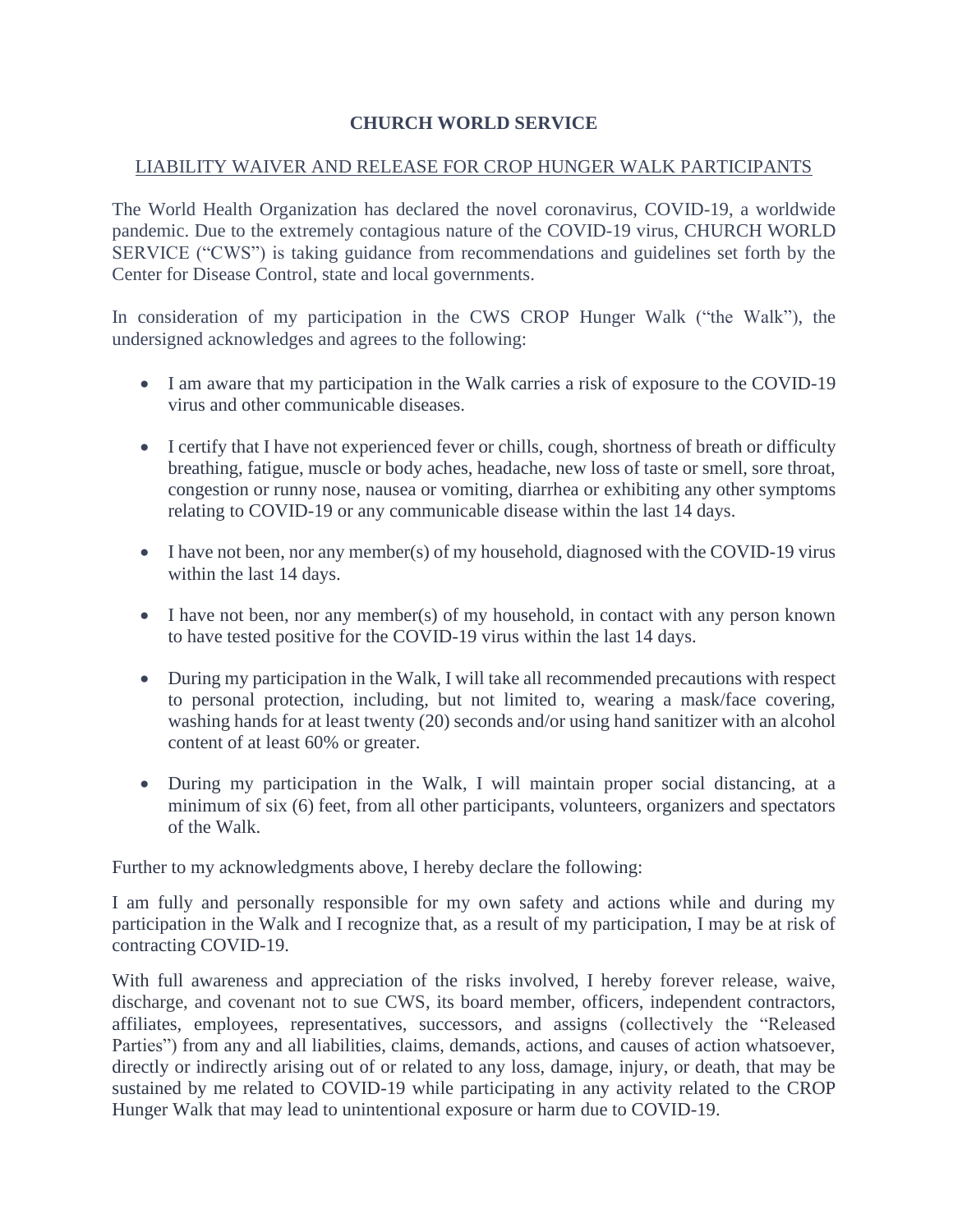**CHURCH WORLD SERVICE**

LIABILITY WAIVER AND RELEASE FOR CROP HUNGER WALK PARTICIPANTS

The World Health Organization has declared the novel coronavirus, COVID-19, a worldwide pandemic. Due to the extremely contagious nature of the COVID-19 virus, CHURCH WORLD SERVICE ("CWS") is taking guidance from recommendations and guidelines set forth by the Center for Disease Control, state and local governments.

In consideration of my participation in the CWS CROP Hunger Walk ("the Walk"), the undersigned acknowledges and agrees to the following:

- I am aware that my participation in the Walk carries a risk of exposure to the COVID-19 virus and other communicable diseases.
- I certify that I have not experienced fever or chills, cough, shortness of breath or difficulty breathing, fatigue, muscle or body aches, headache, new loss of taste or smell, sore throat, congestion or runny nose, nausea or vomiting, diarrhea or exhibiting any other symptoms relating to COVID-19 or any communicable disease within the last 14 days.
- I have not been, nor any member(s) of my household, diagnosed with the COVID-19 virus within the last 14 days.
- I have not been, nor any member(s) of my household, in contact with any person known to have tested positive for the COVID-19 virus within the last 14 days.
- During my participation in the Walk, I will take all recommended precautions with respect to personal protection, including, but not limited to, wearing a mask/face covering, washing hands for at least twenty (20) seconds and/or using hand sanitizer with an alcohol content of at least 60% or greater.
- During my participation in the Walk, I will maintain proper social distancing, at a minimum of six (6) feet, from all other participants, volunteers, organizers and spectators of the Walk.

Further to my acknowledgments above, I hereby declare the following:

I am fully and personally responsible for my own safety and actions while and during my participation in the Walk and I recognize that, as a result of my participation, I may be at risk of contracting COVID-19.

With full awareness and appreciation of the risks involved, I hereby forever release, waive, discharge, and covenant not to sue CWS, its board member, officers, independent contractors, affiliates, employees, representatives, successors, and assigns (collectively the "Released Parties") from any and all liabilities, claims, demands, actions, and causes of action whatsoever, directly or indirectly arising out of or related to any loss, damage, injury, or death, that may be sustained by me related to COVID-19 while participating in any activity related to the CROP Hunger Walk that may lead to unintentional exposure or harm due to COVID-19.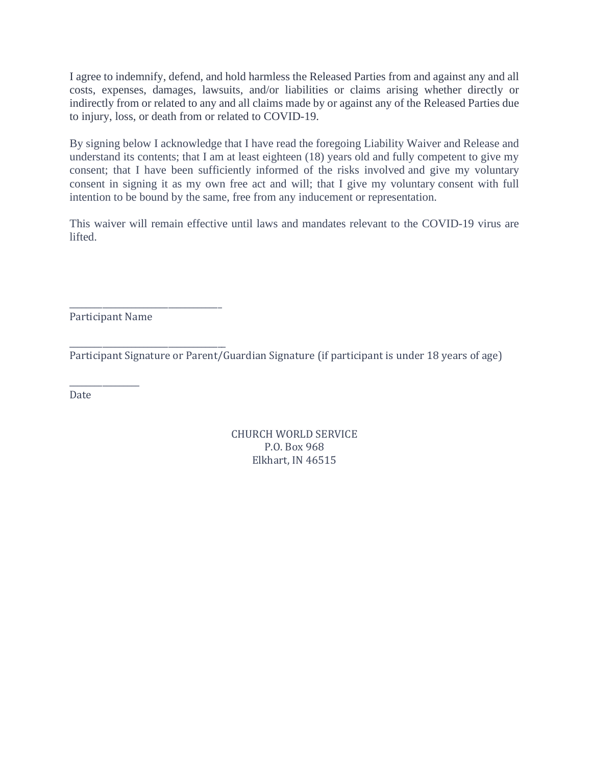I agree to indemnify, defend, and hold harmless the Released Parties from and against any and all costs, expenses, damages, lawsuits, and/or liabilities or claims arising whether directly or indirectly from or related to any and all claims made by or against any of the Released Parties due to injury, loss, or death from or related to COVID-19.

By signing below I acknowledge that I have read the foregoing Liability Waiver and Release and understand its contents; that I am at least eighteen (18) years old and fully competent to give my consent; that I have been sufficiently informed of the risks involved and give my voluntary consent in signing it as my own free act and will; that I give my voluntary consent with full intention to be bound by the same, free from any inducement or representation.

This waiver will remain effective until laws and mandates relevant to the COVID-19 virus are lifted.

________________________________
Participant Name

________________________________
Participant Signature or Parent/Guardian Signature (if participant is under 18 years of age)

_______________
Date

CHURCH WORLD SERVICE
P.O. Box 968
Elkhart, IN 46515